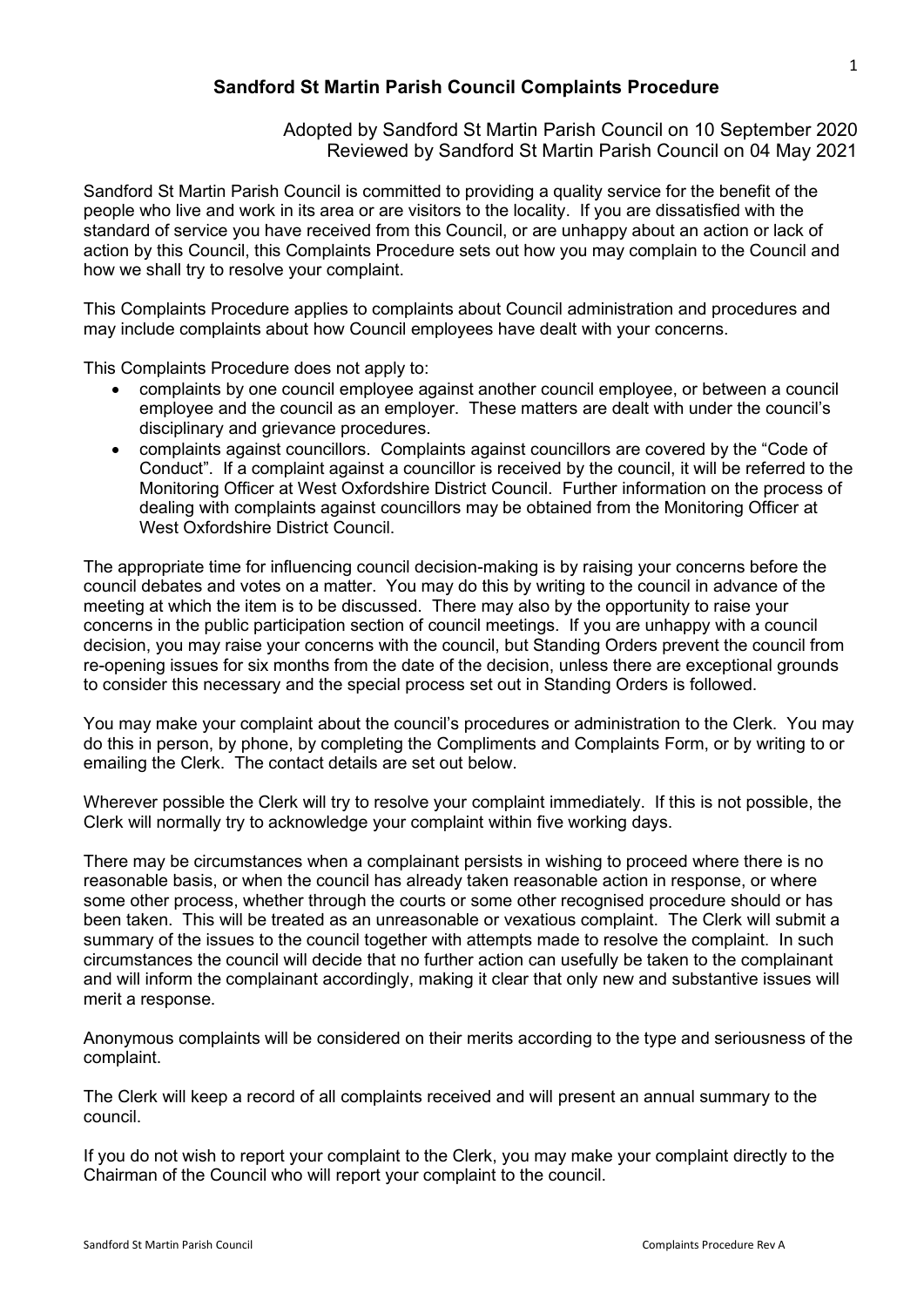# Sandford St Martin Parish Council Complaints Procedure

Adopted by Sandford St Martin Parish Council on 10 September 2020
Reviewed by Sandford St Martin Parish Council on 04 May 2021

Sandford St Martin Parish Council is committed to providing a quality service for the benefit of the people who live and work in its area or are visitors to the locality. If you are dissatisfied with the standard of service you have received from this Council, or are unhappy about an action or lack of action by this Council, this Complaints Procedure sets out how you may complain to the Council and how we shall try to resolve your complaint.

This Complaints Procedure applies to complaints about Council administration and procedures and may include complaints about how Council employees have dealt with your concerns.

This Complaints Procedure does not apply to:

- complaints by one council employee against another council employee, or between a council employee and the council as an employer. These matters are dealt with under the council's disciplinary and grievance procedures.
- complaints against councillors. Complaints against councillors are covered by the "Code of Conduct". If a complaint against a councillor is received by the council, it will be referred to the Monitoring Officer at West Oxfordshire District Council. Further information on the process of dealing with complaints against councillors may be obtained from the Monitoring Officer at West Oxfordshire District Council.

The appropriate time for influencing council decision-making is by raising your concerns before the council debates and votes on a matter. You may do this by writing to the council in advance of the meeting at which the item is to be discussed. There may also by the opportunity to raise your concerns in the public participation section of council meetings. If you are unhappy with a council decision, you may raise your concerns with the council, but Standing Orders prevent the council from re-opening issues for six months from the date of the decision, unless there are exceptional grounds to consider this necessary and the special process set out in Standing Orders is followed.

You may make your complaint about the council's procedures or administration to the Clerk. You may do this in person, by phone, by completing the Compliments and Complaints Form, or by writing to or emailing the Clerk. The contact details are set out below.

Wherever possible the Clerk will try to resolve your complaint immediately. If this is not possible, the Clerk will normally try to acknowledge your complaint within five working days.

There may be circumstances when a complainant persists in wishing to proceed where there is no reasonable basis, or when the council has already taken reasonable action in response, or where some other process, whether through the courts or some other recognised procedure should or has been taken. This will be treated as an unreasonable or vexatious complaint. The Clerk will submit a summary of the issues to the council together with attempts made to resolve the complaint. In such circumstances the council will decide that no further action can usefully be taken to the complainant and will inform the complainant accordingly, making it clear that only new and substantive issues will merit a response.

Anonymous complaints will be considered on their merits according to the type and seriousness of the complaint.

The Clerk will keep a record of all complaints received and will present an annual summary to the council.

If you do not wish to report your complaint to the Clerk, you may make your complaint directly to the Chairman of the Council who will report your complaint to the council.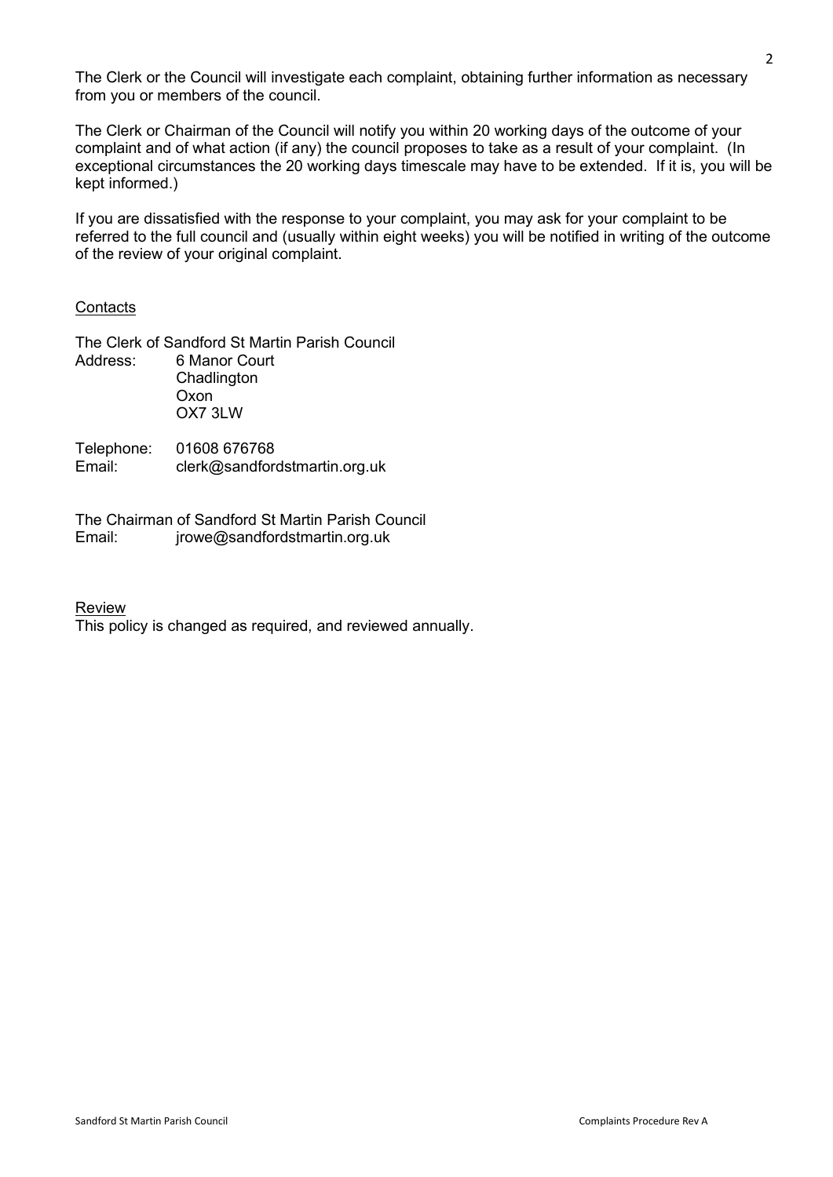The Clerk or the Council will investigate each complaint, obtaining further information as necessary from you or members of the council.

The Clerk or Chairman of the Council will notify you within 20 working days of the outcome of your complaint and of what action (if any) the council proposes to take as a result of your complaint. (In exceptional circumstances the 20 working days timescale may have to be extended. If it is, you will be kept informed.)

If you are dissatisfied with the response to your complaint, you may ask for your complaint to be referred to the full council and (usually within eight weeks) you will be notified in writing of the outcome of the review of your original complaint.

Contacts

The Clerk of Sandford St Martin Parish Council

Address: 6 Manor Court
Chadlington
Oxon
OX7 3LW

Telephone: 01608 676768
Email: clerk@sandfordstmartin.org.uk

The Chairman of Sandford St Martin Parish Council
Email: jrowe@sandfordstmartin.org.uk

Review

This policy is changed as required, and reviewed annually.